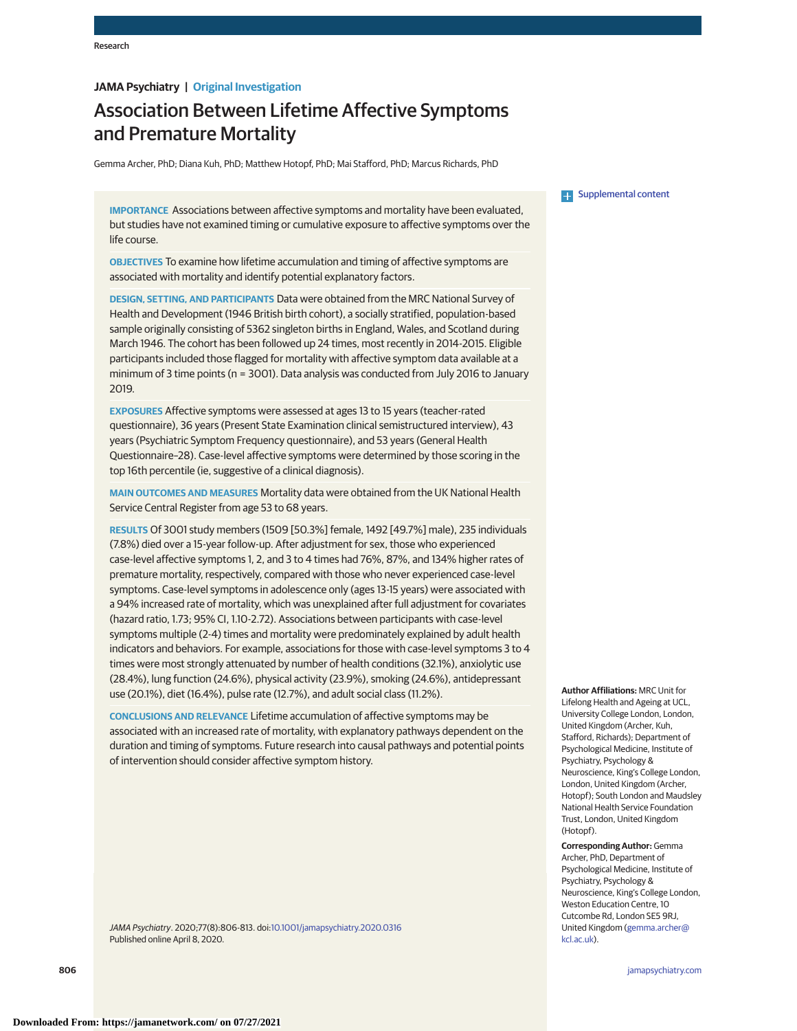JAMA Psychiatry | Original Investigation

# Association Between Lifetime Affective Symptoms and Premature Mortality

Gemma Archer, PhD; Diana Kuh, PhD; Matthew Hotopf, PhD; Mai Stafford, PhD; Marcus Richards, PhD

**IMPORTANCE** Associations between affective symptoms and mortality have been evaluated, but studies have not examined timing or cumulative exposure to affective symptoms over the life course.

**OBJECTIVES** To examine how lifetime accumulation and timing of affective symptoms are associated with mortality and identify potential explanatory factors.

**DESIGN, SETTING, AND PARTICIPANTS** Data were obtained from the MRC National Survey of Health and Development (1946 British birth cohort), a socially stratified, population-based sample originally consisting of 5362 singleton births in England, Wales, and Scotland during March 1946. The cohort has been followed up 24 times, most recently in 2014-2015. Eligible participants included those flagged for mortality with affective symptom data available at a minimum of 3 time points (n = 3001). Data analysis was conducted from July 2016 to January 2019.

**EXPOSURES** Affective symptoms were assessed at ages 13 to 15 years (teacher-rated questionnaire), 36 years (Present State Examination clinical semistructured interview), 43 years (Psychiatric Symptom Frequency questionnaire), and 53 years (General Health Questionnaire–28). Case-level affective symptoms were determined by those scoring in the top 16th percentile (ie, suggestive of a clinical diagnosis).

**MAIN OUTCOMES AND MEASURES** Mortality data were obtained from the UK National Health Service Central Register from age 53 to 68 years.

**RESULTS** Of 3001 study members (1509 [50.3%] female, 1492 [49.7%] male), 235 individuals (7.8%) died over a 15-year follow-up. After adjustment for sex, those who experienced case-level affective symptoms 1, 2, and 3 to 4 times had 76%, 87%, and 134% higher rates of premature mortality, respectively, compared with those who never experienced case-level symptoms. Case-level symptoms in adolescence only (ages 13-15 years) were associated with a 94% increased rate of mortality, which was unexplained after full adjustment for covariates (hazard ratio, 1.73; 95% CI, 1.10-2.72). Associations between participants with case-level symptoms multiple (2-4) times and mortality were predominately explained by adult health indicators and behaviors. For example, associations for those with case-level symptoms 3 to 4 times were most strongly attenuated by number of health conditions (32.1%), anxiolytic use (28.4%), lung function (24.6%), physical activity (23.9%), smoking (24.6%), antidepressant use (20.1%), diet (16.4%), pulse rate (12.7%), and adult social class (11.2%).

**CONCLUSIONS AND RELEVANCE** Lifetime accumulation of affective symptoms may be associated with an increased rate of mortality, with explanatory pathways dependent on the duration and timing of symptoms. Future research into causal pathways and potential points of intervention should consider affective symptom history.

*JAMA Psychiatry*. 2020;77(8):806-813. doi:10.1001/jamapsychiatry.2020.0316
Published online April 8, 2020.

Supplemental content

**Author Affiliations:** MRC Unit for Lifelong Health and Ageing at UCL, University College London, London, United Kingdom (Archer, Kuh, Stafford, Richards); Department of Psychological Medicine, Institute of Psychiatry, Psychology & Neuroscience, King's College London, London, United Kingdom (Archer, Hotopf); South London and Maudsley National Health Service Foundation Trust, London, United Kingdom (Hotopf).

**Corresponding Author:** Gemma Archer, PhD, Department of Psychological Medicine, Institute of Psychiatry, Psychology & Neuroscience, King's College London, Weston Education Centre, 10 Cutcombe Rd, London SE5 9RJ, United Kingdom (gemma.archer@kcl.ac.uk).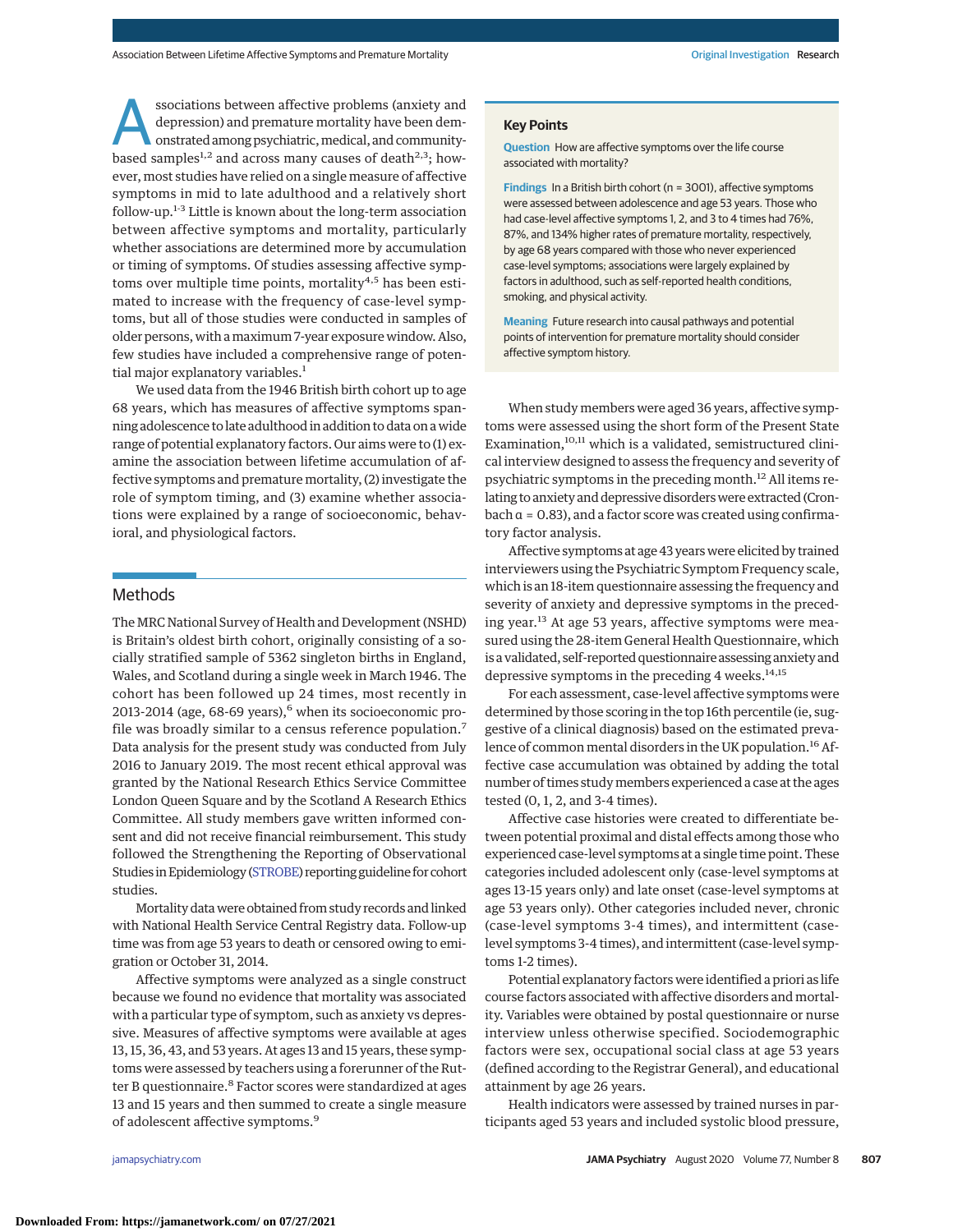Associations between affective problems (anxiety and depression) and premature mortality have been demonstrated among psychiatric, medical, and community-based samples[1,2] and across many causes of death[2,3]; however, most studies have relied on a single measure of affective symptoms in mid to late adulthood and a relatively short follow-up.[1-3] Little is known about the long-term association between affective symptoms and mortality, particularly whether associations are determined more by accumulation or timing of symptoms. Of studies assessing affective symptoms over multiple time points, mortality[4,5] has been estimated to increase with the frequency of case-level symptoms, but all of those studies were conducted in samples of older persons, with a maximum 7-year exposure window. Also, few studies have included a comprehensive range of potential major explanatory variables.[1]

We used data from the 1946 British birth cohort up to age 68 years, which has measures of affective symptoms spanning adolescence to late adulthood in addition to data on a wide range of potential explanatory factors. Our aims were to (1) examine the association between lifetime accumulation of affective symptoms and premature mortality, (2) investigate the role of symptom timing, and (3) examine whether associations were explained by a range of socioeconomic, behavioral, and physiological factors.

> **Key Points**
>
> **Question** How are affective symptoms over the life course associated with mortality?
>
> **Findings** In a British birth cohort (n = 3001), affective symptoms were assessed between adolescence and age 53 years. Those who had case-level affective symptoms 1, 2, and 3 to 4 times had 76%, 87%, and 134% higher rates of premature mortality, respectively, by age 68 years compared with those who never experienced case-level symptoms; associations were largely explained by factors in adulthood, such as self-reported health conditions, smoking, and physical activity.
>
> **Meaning** Future research into causal pathways and potential points of intervention for premature mortality should consider affective symptom history.

## Methods

The MRC National Survey of Health and Development (NSHD) is Britain's oldest birth cohort, originally consisting of a socially stratified sample of 5362 singleton births in England, Wales, and Scotland during a single week in March 1946. The cohort has been followed up 24 times, most recently in 2013-2014 (age, 68-69 years),[6] when its socioeconomic profile was broadly similar to a census reference population.[7] Data analysis for the present study was conducted from July 2016 to January 2019. The most recent ethical approval was granted by the National Research Ethics Service Committee London Queen Square and by the Scotland A Research Ethics Committee. All study members gave written informed consent and did not receive financial reimbursement. This study followed the Strengthening the Reporting of Observational Studies in Epidemiology (STROBE) reporting guideline for cohort studies.

Mortality data were obtained from study records and linked with National Health Service Central Registry data. Follow-up time was from age 53 years to death or censored owing to emigration or October 31, 2014.

Affective symptoms were analyzed as a single construct because we found no evidence that mortality was associated with a particular type of symptom, such as anxiety vs depressive. Measures of affective symptoms were available at ages 13, 15, 36, 43, and 53 years. At ages 13 and 15 years, these symptoms were assessed by teachers using a forerunner of the Rutter B questionnaire.[8] Factor scores were standardized at ages 13 and 15 years and then summed to create a single measure of adolescent affective symptoms.[9]

When study members were aged 36 years, affective symptoms were assessed using the short form of the Present State Examination,[10,11] which is a validated, semistructured clinical interview designed to assess the frequency and severity of psychiatric symptoms in the preceding month.[12] All items relating to anxiety and depressive disorders were extracted (Cronbach α = 0.83), and a factor score was created using confirmatory factor analysis.

Affective symptoms at age 43 years were elicited by trained interviewers using the Psychiatric Symptom Frequency scale, which is an 18-item questionnaire assessing the frequency and severity of anxiety and depressive symptoms in the preceding year.[13] At age 53 years, affective symptoms were measured using the 28-item General Health Questionnaire, which is a validated, self-reported questionnaire assessing anxiety and depressive symptoms in the preceding 4 weeks.[14,15]

For each assessment, case-level affective symptoms were determined by those scoring in the top 16th percentile (ie, suggestive of a clinical diagnosis) based on the estimated prevalence of common mental disorders in the UK population.[16] Affective case accumulation was obtained by adding the total number of times study members experienced a case at the ages tested (0, 1, 2, and 3-4 times).

Affective case histories were created to differentiate between potential proximal and distal effects among those who experienced case-level symptoms at a single time point. These categories included adolescent only (case-level symptoms at ages 13-15 years only) and late onset (case-level symptoms at age 53 years only). Other categories included never, chronic (case-level symptoms 3-4 times), and intermittent (case-level symptoms 3-4 times), and intermittent (case-level symptoms 1-2 times).

Potential explanatory factors were identified a priori as life course factors associated with affective disorders and mortality. Variables were obtained by postal questionnaire or nurse interview unless otherwise specified. Sociodemographic factors were sex, occupational social class at age 53 years (defined according to the Registrar General), and educational attainment by age 26 years.

Health indicators were assessed by trained nurses in participants aged 53 years and included systolic blood pressure,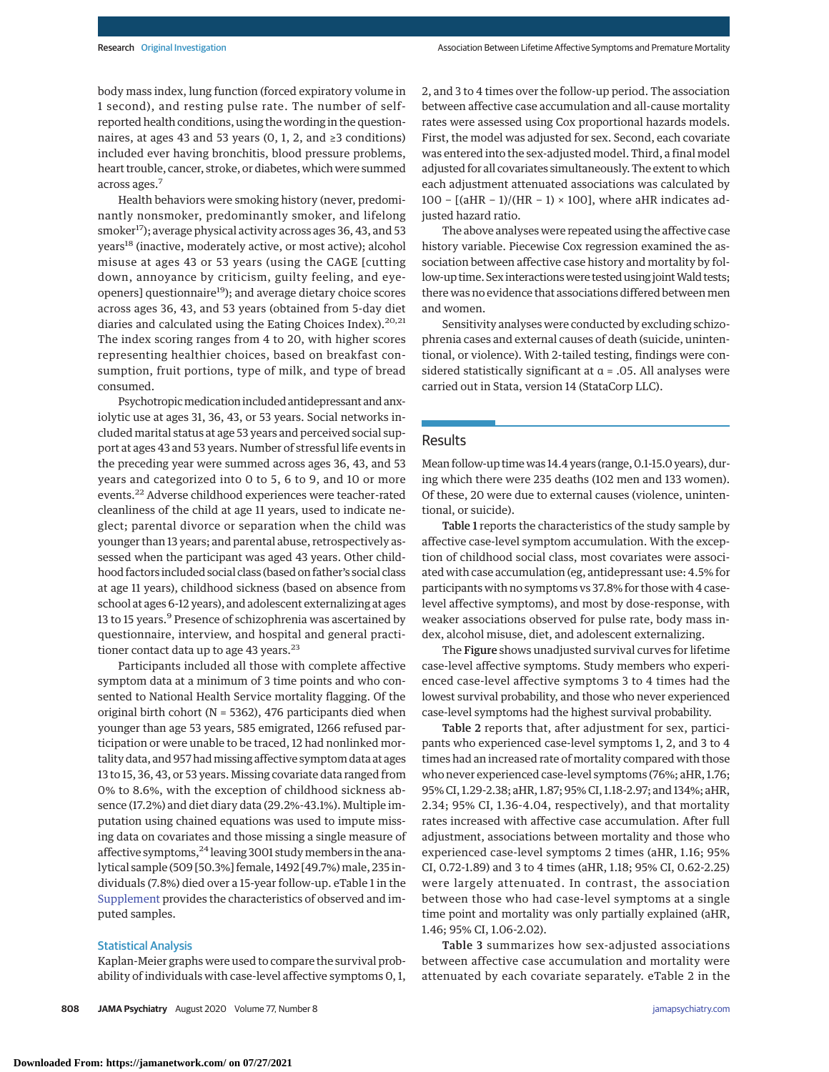body mass index, lung function (forced expiratory volume in 1 second), and resting pulse rate. The number of self-reported health conditions, using the wording in the questionnaires, at ages 43 and 53 years (0, 1, 2, and ≥3 conditions) included ever having bronchitis, blood pressure problems, heart trouble, cancer, stroke, or diabetes, which were summed across ages.[7]

Health behaviors were smoking history (never, predominantly nonsmoker, predominantly smoker, and lifelong smoker[17]); average physical activity across ages 36, 43, and 53 years[18] (inactive, moderately active, or most active); alcohol misuse at ages 43 or 53 years (using the CAGE [cutting down, annoyance by criticism, guilty feeling, and eye-openers] questionnaire[19]); and average dietary choice scores across ages 36, 43, and 53 years (obtained from 5-day diet diaries and calculated using the Eating Choices Index).[20,21] The index scoring ranges from 4 to 20, with higher scores representing healthier choices, based on breakfast consumption, fruit portions, type of milk, and type of bread consumed.

Psychotropic medication included antidepressant and anxiolytic use at ages 31, 36, 43, or 53 years. Social networks included marital status at age 53 years and perceived social support at ages 43 and 53 years. Number of stressful life events in the preceding year were summed across ages 36, 43, and 53 years and categorized into 0 to 5, 6 to 9, and 10 or more events.[22] Adverse childhood experiences were teacher-rated cleanliness of the child at age 11 years, used to indicate neglect; parental divorce or separation when the child was younger than 13 years; and parental abuse, retrospectively assessed when the participant was aged 43 years. Other childhood factors included social class (based on father's social class at age 11 years), childhood sickness (based on absence from school at ages 6-12 years), and adolescent externalizing at ages 13 to 15 years.[9] Presence of schizophrenia was ascertained by questionnaire, interview, and hospital and general practitioner contact data up to age 43 years.[23]

Participants included all those with complete affective symptom data at a minimum of 3 time points and who consented to National Health Service mortality flagging. Of the original birth cohort (N = 5362), 476 participants died when younger than age 53 years, 585 emigrated, 1266 refused participation or were unable to be traced, 12 had nonlinked mortality data, and 957 had missing affective symptom data at ages 13 to 15, 36, 43, or 53 years. Missing covariate data ranged from 0% to 8.6%, with the exception of childhood sickness absence (17.2%) and diet diary data (29.2%-43.1%). Multiple imputation using chained equations was used to impute missing data on covariates and those missing a single measure of affective symptoms,[24] leaving 3001 study members in the analytical sample (509 [50.3%] female, 1492 [49.7%) male, 235 individuals (7.8%) died over a 15-year follow-up. eTable 1 in the Supplement provides the characteristics of observed and imputed samples.

### Statistical Analysis

Kaplan-Meier graphs were used to compare the survival probability of individuals with case-level affective symptoms 0, 1, 2, and 3 to 4 times over the follow-up period. The association between affective case accumulation and all-cause mortality rates were assessed using Cox proportional hazards models. First, the model was adjusted for sex. Second, each covariate was entered into the sex-adjusted model. Third, a final model adjusted for all covariates simultaneously. The extent to which each adjustment attenuated associations was calculated by $100 - [(aHR - 1)/(HR - 1) \times 100]$, where aHR indicates adjusted hazard ratio.

The above analyses were repeated using the affective case history variable. Piecewise Cox regression examined the association between affective case history and mortality by follow-up time. Sex interactions were tested using joint Wald tests; there was no evidence that associations differed between men and women.

Sensitivity analyses were conducted by excluding schizophrenia cases and external causes of death (suicide, unintentional, or violence). With 2-tailed testing, findings were considered statistically significant at $\alpha = .05$. All analyses were carried out in Stata, version 14 (StataCorp LLC).

## Results

Mean follow-up time was 14.4 years (range, 0.1-15.0 years), during which there were 235 deaths (102 men and 133 women). Of these, 20 were due to external causes (violence, unintentional, or suicide).

**Table 1** reports the characteristics of the study sample by affective case-level symptom accumulation. With the exception of childhood social class, most covariates were associated with case accumulation (eg, antidepressant use: 4.5% for participants with no symptoms vs 37.8% for those with 4 case-level affective symptoms), and most by dose-response, with weaker associations observed for pulse rate, body mass index, alcohol misuse, diet, and adolescent externalizing.

The **Figure** shows unadjusted survival curves for lifetime case-level affective symptoms. Study members who experienced case-level affective symptoms 3 to 4 times had the lowest survival probability, and those who never experienced case-level symptoms had the highest survival probability.

**Table 2** reports that, after adjustment for sex, participants who experienced case-level symptoms 1, 2, and 3 to 4 times had an increased rate of mortality compared with those who never experienced case-level symptoms (76%; aHR, 1.76; 95% CI, 1.29-2.38; aHR, 1.87; 95% CI, 1.18-2.97; and 134%; aHR, 2.34; 95% CI, 1.36-4.04, respectively), and that mortality rates increased with affective case accumulation. After full adjustment, associations between mortality and those who experienced case-level symptoms 2 times (aHR, 1.16; 95% CI, 0.72-1.89) and 3 to 4 times (aHR, 1.18; 95% CI, 0.62-2.25) were largely attenuated. In contrast, the association between those who had case-level symptoms at a single time point and mortality was only partially explained (aHR, 1.46; 95% CI, 1.06-2.02).

**Table 3** summarizes how sex-adjusted associations between affective case accumulation and mortality were attenuated by each covariate separately. eTable 2 in the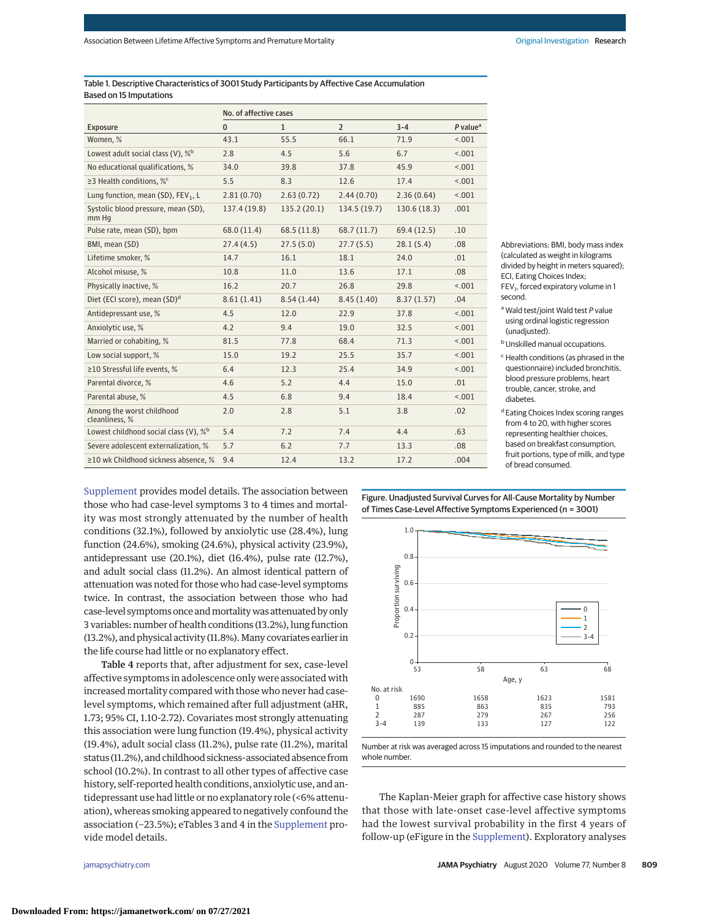Table 1. Descriptive Characteristics of 3001 Study Participants by Affective Case Accumulation Based on 15 Imputations

| Exposure | No. of affective cases | | | | |
|---|---|---|---|---|---|
| | 0 | 1 | 2 | 3-4 | P value[a] |
| Women, % | 43.1 | 55.5 | 66.1 | 71.9 | <.001 |
| Lowest adult social class (V), %[b] | 2.8 | 4.5 | 5.6 | 6.7 | <.001 |
| No educational qualifications, % | 34.0 | 39.8 | 37.8 | 45.9 | <.001 |
| ≥3 Health conditions, %[c] | 5.5 | 8.3 | 12.6 | 17.4 | <.001 |
| Lung function, mean (SD), $FEV_1$, L | 2.81 (0.70) | 2.63 (0.72) | 2.44 (0.70) | 2.36 (0.64) | <.001 |
| Systolic blood pressure, mean (SD), mm Hg | 137.4 (19.8) | 135.2 (20.1) | 134.5 (19.7) | 130.6 (18.3) | .001 |
| Pulse rate, mean (SD), bpm | 68.0 (11.4) | 68.5 (11.8) | 68.7 (11.7) | 69.4 (12.5) | .10 |
| BMI, mean (SD) | 27.4 (4.5) | 27.5 (5.0) | 27.7 (5.5) | 28.1 (5.4) | .08 |
| Lifetime smoker, % | 14.7 | 16.1 | 18.1 | 24.0 | .01 |
| Alcohol misuse, % | 10.8 | 11.0 | 13.6 | 17.1 | .08 |
| Physically inactive, % | 16.2 | 20.7 | 26.8 | 29.8 | <.001 |
| Diet (ECI score), mean (SD)[d] | 8.61 (1.41) | 8.54 (1.44) | 8.45 (1.40) | 8.37 (1.57) | .04 |
| Antidepressant use, % | 4.5 | 12.0 | 22.9 | 37.8 | <.001 |
| Anxiolytic use, % | 4.2 | 9.4 | 19.0 | 32.5 | <.001 |
| Married or cohabiting, % | 81.5 | 77.8 | 68.4 | 71.3 | <.001 |
| Low social support, % | 15.0 | 19.2 | 25.5 | 35.7 | <.001 |
| ≥10 Stressful life events, % | 6.4 | 12.3 | 25.4 | 34.9 | <.001 |
| Parental divorce, % | 4.6 | 5.2 | 4.4 | 15.0 | .01 |
| Parental abuse, % | 4.5 | 6.8 | 9.4 | 18.4 | <.001 |
| Among the worst childhood cleanliness, % | 2.0 | 2.8 | 5.1 | 3.8 | .02 |
| Lowest childhood social class (V), %[b] | 5.4 | 7.2 | 7.4 | 4.4 | .63 |
| Severe adolescent externalization, % | 5.7 | 6.2 | 7.7 | 13.3 | .08 |
| ≥10 wk Childhood sickness absence, % | 9.4 | 12.4 | 13.2 | 17.2 | .004 |

Abbreviations: BMI, body mass index (calculated as weight in kilograms divided by height in meters squared); ECI, Eating Choices Index; $FEV_1$, forced expiratory volume in 1 second.

[a] Wald test/joint Wald test P value using ordinal logistic regression (unadjusted).

[b] Unskilled manual occupations.

[c] Health conditions (as phrased in the questionnaire) included bronchitis, blood pressure problems, heart trouble, cancer, stroke, and diabetes.

[d] Eating Choices Index scoring ranges from 4 to 20, with higher scores representing healthier choices, based on breakfast consumption, fruit portions, type of milk, and type of bread consumed.

Supplement provides model details. The association between those who had case-level symptoms 3 to 4 times and mortality was most strongly attenuated by the number of health conditions (32.1%), followed by anxiolytic use (28.4%), lung function (24.6%), smoking (24.6%), physical activity (23.9%), antidepressant use (20.1%), diet (16.4%), pulse rate (12.7%), and adult social class (11.2%). An almost identical pattern of attenuation was noted for those who had case-level symptoms twice. In contrast, the association between those who had case-level symptoms once and mortality was attenuated by only 3 variables: number of health conditions (13.2%), lung function (13.2%), and physical activity (11.8%). Many covariates earlier in the life course had little or no explanatory effect.

**Table 4** reports that, after adjustment for sex, case-level affective symptoms in adolescence only were associated with increased mortality compared with those who never had case-level symptoms, which remained after full adjustment (aHR, 1.73; 95% CI, 1.10-2.72). Covariates most strongly attenuating this association were lung function (19.4%), physical activity (19.4%), adult social class (11.2%), pulse rate (11.2%), marital status (11.2%), and childhood sickness–associated absence from school (10.2%). In contrast to all other types of affective case history, self-reported health conditions, anxiolytic use, and antidepressant use had little or no explanatory role (<6% attenuation), whereas smoking appeared to negatively confound the association (−23.5%); eTables 3 and 4 in the Supplement provide model details.

Figure. Unadjusted Survival Curves for All-Cause Mortality by Number of Times Case-Level Affective Symptoms Experienced (n = 3001)

| No. at risk | 53 | 58 | 63 | 68 |
|---|---|---|---|---|
| 0 | 1690 | 1658 | 1623 | 1581 |
| 1 | 885 | 863 | 835 | 793 |
| 2 | 287 | 279 | 267 | 256 |
| 3-4 | 139 | 133 | 127 | 122 |

Number at risk was averaged across 15 imputations and rounded to the nearest whole number.

The Kaplan-Meier graph for affective case history shows that those with late-onset case-level affective symptoms had the lowest survival probability in the first 4 years of follow-up (eFigure in the Supplement). Exploratory analyses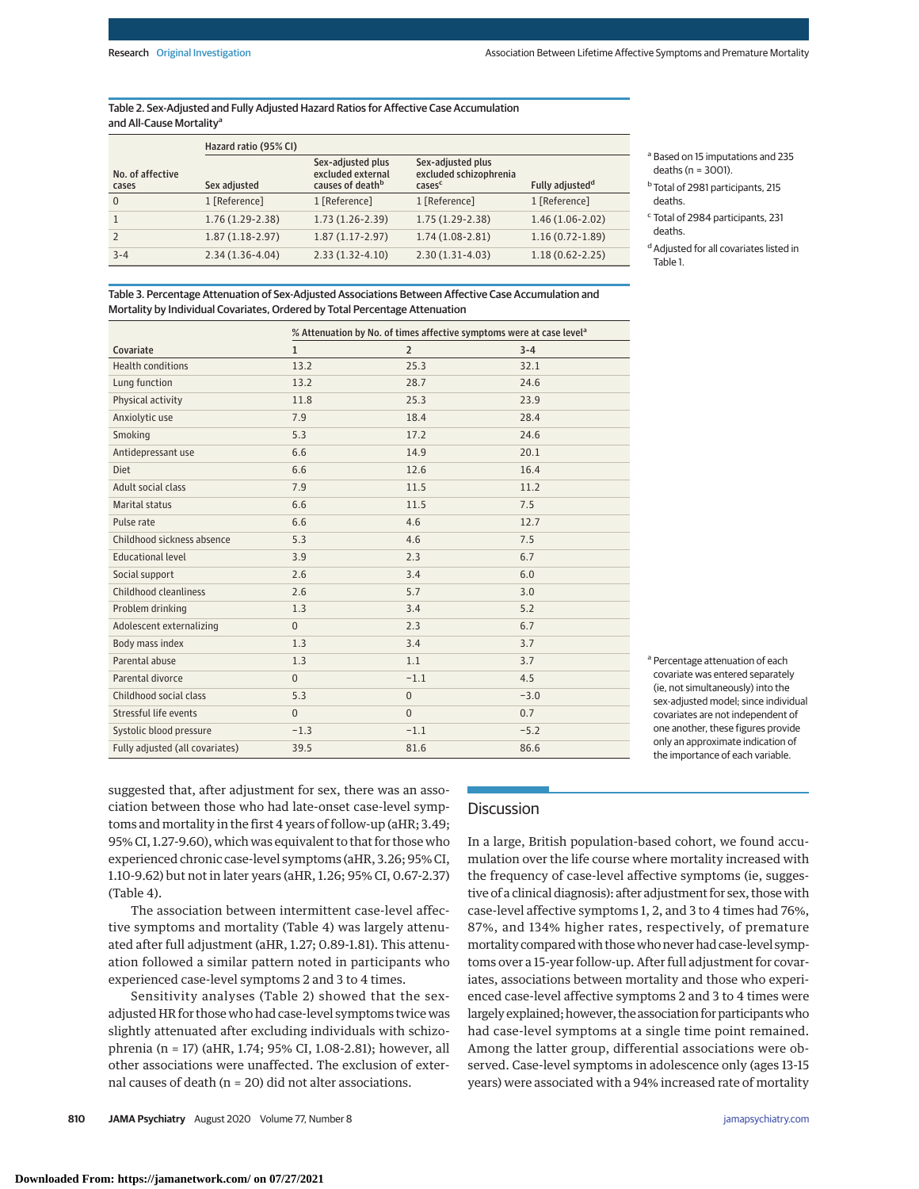Table 2. Sex-Adjusted and Fully Adjusted Hazard Ratios for Affective Case Accumulation and All-Cause Mortality[a]

| No. of affective cases | Hazard ratio (95% CI) | | | |
|---|---|---|---|---|
| | Sex adjusted | Sex-adjusted plus excluded external causes of death[b] | Sex-adjusted plus excluded schizophrenia cases[c] | Fully adjusted[d] |
| 0 | 1 [Reference] | 1 [Reference] | 1 [Reference] | 1 [Reference] |
| 1 | 1.76 (1.29-2.38) | 1.73 (1.26-2.39) | 1.75 (1.29-2.38) | 1.46 (1.06-2.02) |
| 2 | 1.87 (1.18-2.97) | 1.87 (1.17-2.97) | 1.74 (1.08-2.81) | 1.16 (0.72-1.89) |
| 3-4 | 2.34 (1.36-4.04) | 2.33 (1.32-4.10) | 2.30 (1.31-4.03) | 1.18 (0.62-2.25) |

[a] Based on 15 imputations and 235 deaths (n = 3001).

[b] Total of 2981 participants, 215 deaths.

[c] Total of 2984 participants, 231 deaths.

[d] Adjusted for all covariates listed in Table 1.

Table 3. Percentage Attenuation of Sex-Adjusted Associations Between Affective Case Accumulation and Mortality by Individual Covariates, Ordered by Total Percentage Attenuation

| Covariate | % Attenuation by No. of times affective symptoms were at case level[a] | | |
|---|---|---|---|
| | 1 | 2 | 3-4 |
| Health conditions | 13.2 | 25.3 | 32.1 |
| Lung function | 13.2 | 28.7 | 24.6 |
| Physical activity | 11.8 | 25.3 | 23.9 |
| Anxiolytic use | 7.9 | 18.4 | 28.4 |
| Smoking | 5.3 | 17.2 | 24.6 |
| Antidepressant use | 6.6 | 14.9 | 20.1 |
| Diet | 6.6 | 12.6 | 16.4 |
| Adult social class | 7.9 | 11.5 | 11.2 |
| Marital status | 6.6 | 11.5 | 7.5 |
| Pulse rate | 6.6 | 4.6 | 12.7 |
| Childhood sickness absence | 5.3 | 4.6 | 7.5 |
| Educational level | 3.9 | 2.3 | 6.7 |
| Social support | 2.6 | 3.4 | 6.0 |
| Childhood cleanliness | 2.6 | 5.7 | 3.0 |
| Problem drinking | 1.3 | 3.4 | 5.2 |
| Adolescent externalizing | 0 | 2.3 | 6.7 |
| Body mass index | 1.3 | 3.4 | 3.7 |
| Parental abuse | 1.3 | 1.1 | 3.7 |
| Parental divorce | 0 | −1.1 | 4.5 |
| Childhood social class | 5.3 | 0 | −3.0 |
| Stressful life events | 0 | 0 | 0.7 |
| Systolic blood pressure | −1.3 | −1.1 | −5.2 |
| Fully adjusted (all covariates) | 39.5 | 81.6 | 86.6 |

[a] Percentage attenuation of each covariate was entered separately (ie, not simultaneously) into the sex-adjusted model; since individual covariates are not independent of one another, these figures provide only an approximate indication of the importance of each variable.

suggested that, after adjustment for sex, there was an association between those who had late-onset case-level symptoms and mortality in the first 4 years of follow-up (aHR, 3.49; 95% CI, 1.27-9.60), which was equivalent to that for those who experienced chronic case-level symptoms (aHR, 3.26; 95% CI, 1.10-9.62) but not in later years (aHR, 1.26; 95% CI, 0.67-2.37) (Table 4).

The association between intermittent case-level affective symptoms and mortality (Table 4) was largely attenuated after full adjustment (aHR, 1.27; 0.89-1.81). This attenuation followed a similar pattern noted in participants who experienced case-level symptoms 2 and 3 to 4 times.

Sensitivity analyses (Table 2) showed that the sex-adjusted HR for those who had case-level symptoms twice was slightly attenuated after excluding individuals with schizophrenia (n = 17) (aHR, 1.74; 95% CI, 1.08-2.81); however, all other associations were unaffected. The exclusion of external causes of death (n = 20) did not alter associations.

## Discussion

In a large, British population-based cohort, we found accumulation over the life course where mortality increased with the frequency of case-level affective symptoms (ie, suggestive of a clinical diagnosis): after adjustment for sex, those with case-level affective symptoms 1, 2, and 3 to 4 times had 76%, 87%, and 134% higher rates, respectively, of premature mortality compared with those who never had case-level symptoms over a 15-year follow-up. After full adjustment for covariates, associations between mortality and those who experienced case-level symptoms 2 and 3 to 4 times were largely explained; however, the association for participants who had case-level symptoms at a single time point remained. Among the latter group, differential associations were observed. Case-level symptoms in adolescence only (ages 13-15 years) were associated with a 94% increased rate of mortality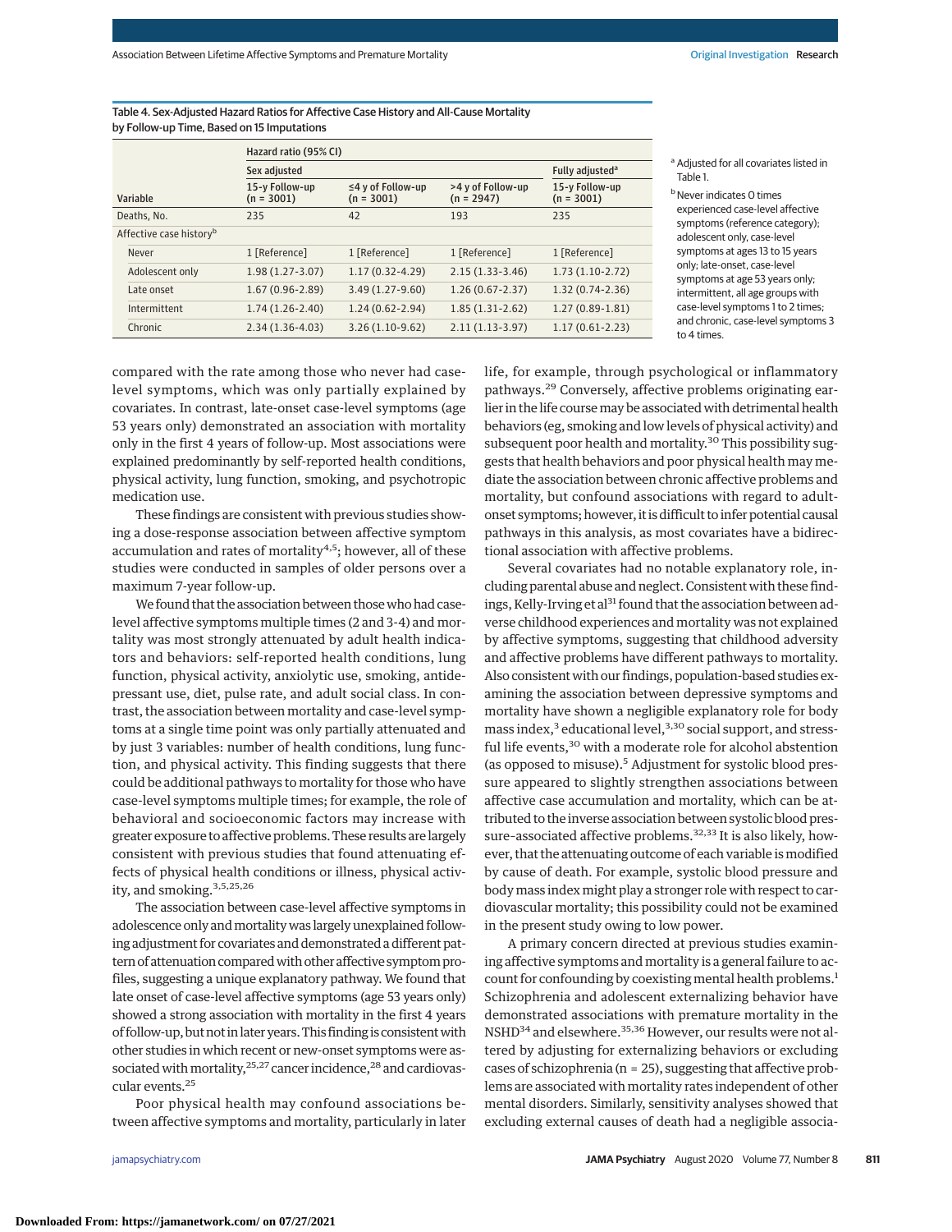Table 4. Sex-Adjusted Hazard Ratios for Affective Case History and All-Cause Mortality by Follow-up Time, Based on 15 Imputations

| Variable | Hazard ratio (95% CI) | | | |
|---|---|---|---|---|
| | Sex adjusted | | | Fully adjusted[a] |
| | 15-y Follow-up (n = 3001) | ≤4 y of Follow-up (n = 3001) | >4 y of Follow-up (n = 2947) | 15-y Follow-up (n = 3001) |
| Deaths, No. | 235 | 42 | 193 | 235 |
| Affective case history[b] | | | | |
| Never | 1 [Reference] | 1 [Reference] | 1 [Reference] | 1 [Reference] |
| Adolescent only | 1.98 (1.27-3.07) | 1.17 (0.32-4.29) | 2.15 (1.33-3.46) | 1.73 (1.10-2.72) |
| Late onset | 1.67 (0.96-2.89) | 3.49 (1.27-9.60) | 1.26 (0.67-2.37) | 1.32 (0.74-2.36) |
| Intermittent | 1.74 (1.26-2.40) | 1.24 (0.62-2.94) | 1.85 (1.31-2.62) | 1.27 (0.89-1.81) |
| Chronic | 2.34 (1.36-4.03) | 3.26 (1.10-9.62) | 2.11 (1.13-3.97) | 1.17 (0.61-2.23) |

[a] Adjusted for all covariates listed in Table 1.

[b] Never indicates 0 times experienced case-level affective symptoms (reference category); adolescent only, case-level symptoms at ages 13 to 15 years only; late-onset, case-level symptoms at age 53 years only; intermittent, all age groups with case-level symptoms 1 to 2 times; and chronic, case-level symptoms 3 to 4 times.

compared with the rate among those who never had case-level symptoms, which was only partially explained by covariates. In contrast, late-onset case-level symptoms (age 53 years only) demonstrated an association with mortality only in the first 4 years of follow-up. Most associations were explained predominantly by self-reported health conditions, physical activity, lung function, smoking, and psychotropic medication use.

These findings are consistent with previous studies showing a dose-response association between affective symptom accumulation and rates of mortality[4,5]; however, all of these studies were conducted in samples of older persons over a maximum 7-year follow-up.

We found that the association between those who had case-level affective symptoms multiple times (2 and 3-4) and mortality was most strongly attenuated by adult health indicators and behaviors: self-reported health conditions, lung function, physical activity, anxiolytic use, smoking, antidepressant use, diet, pulse rate, and adult social class. In contrast, the association between mortality and case-level symptoms at a single time point was only partially attenuated and by just 3 variables: number of health conditions, lung function, and physical activity. This finding suggests that there could be additional pathways to mortality for those who have case-level symptoms multiple times; for example, the role of behavioral and socioeconomic factors may increase with greater exposure to affective problems. These results are largely consistent with previous studies that found attenuating effects of physical health conditions or illness, physical activity, and smoking.[3,5,25,26]

The association between case-level affective symptoms in adolescence only and mortality was largely unexplained following adjustment for covariates and demonstrated a different pattern of attenuation compared with other affective symptom profiles, suggesting a unique explanatory pathway. We found that late onset of case-level affective symptoms (age 53 years only) showed a strong association with mortality in the first 4 years of follow-up, but not in later years. This finding is consistent with other studies in which recent or new-onset symptoms were associated with mortality,[25,27] cancer incidence,[28] and cardiovascular events.[25]

Poor physical health may confound associations between affective symptoms and mortality, particularly in later life, for example, through psychological or inflammatory pathways.[29] Conversely, affective problems originating earlier in the life course may be associated with detrimental health behaviors (eg, smoking and low levels of physical activity) and subsequent poor health and mortality.[30] This possibility suggests that health behaviors and poor physical health may mediate the association between chronic affective problems and mortality, but confound associations with regard to adult-onset symptoms; however, it is difficult to infer potential causal pathways in this analysis, as most covariates have a bidirectional association with affective problems.

Several covariates had no notable explanatory role, including parental abuse and neglect. Consistent with these findings, Kelly-Irving et al[31] found that the association between adverse childhood experiences and mortality was not explained by affective symptoms, suggesting that childhood adversity and affective problems have different pathways to mortality. Also consistent with our findings, population-based studies examining the association between depressive symptoms and mortality have shown a negligible explanatory role for body mass index,[3] educational level,[3,30] social support, and stressful life events,[30] with a moderate role for alcohol abstention (as opposed to misuse).[5] Adjustment for systolic blood pressure appeared to slightly strengthen associations between affective case accumulation and mortality, which can be attributed to the inverse association between systolic blood pressure–associated affective problems.[32,33] It is also likely, however, that the attenuating outcome of each variable is modified by cause of death. For example, systolic blood pressure and body mass index might play a stronger role with respect to cardiovascular mortality; this possibility could not be examined in the present study owing to low power.

A primary concern directed at previous studies examining affective symptoms and mortality is a general failure to account for confounding by coexisting mental health problems.[1] Schizophrenia and adolescent externalizing behavior have demonstrated associations with premature mortality in the NSHD[34] and elsewhere.[35,36] However, our results were not altered by adjusting for externalizing behaviors or excluding cases of schizophrenia (n = 25), suggesting that affective problems are associated with mortality rates independent of other mental disorders. Similarly, sensitivity analyses showed that excluding external causes of death had a negligible associa-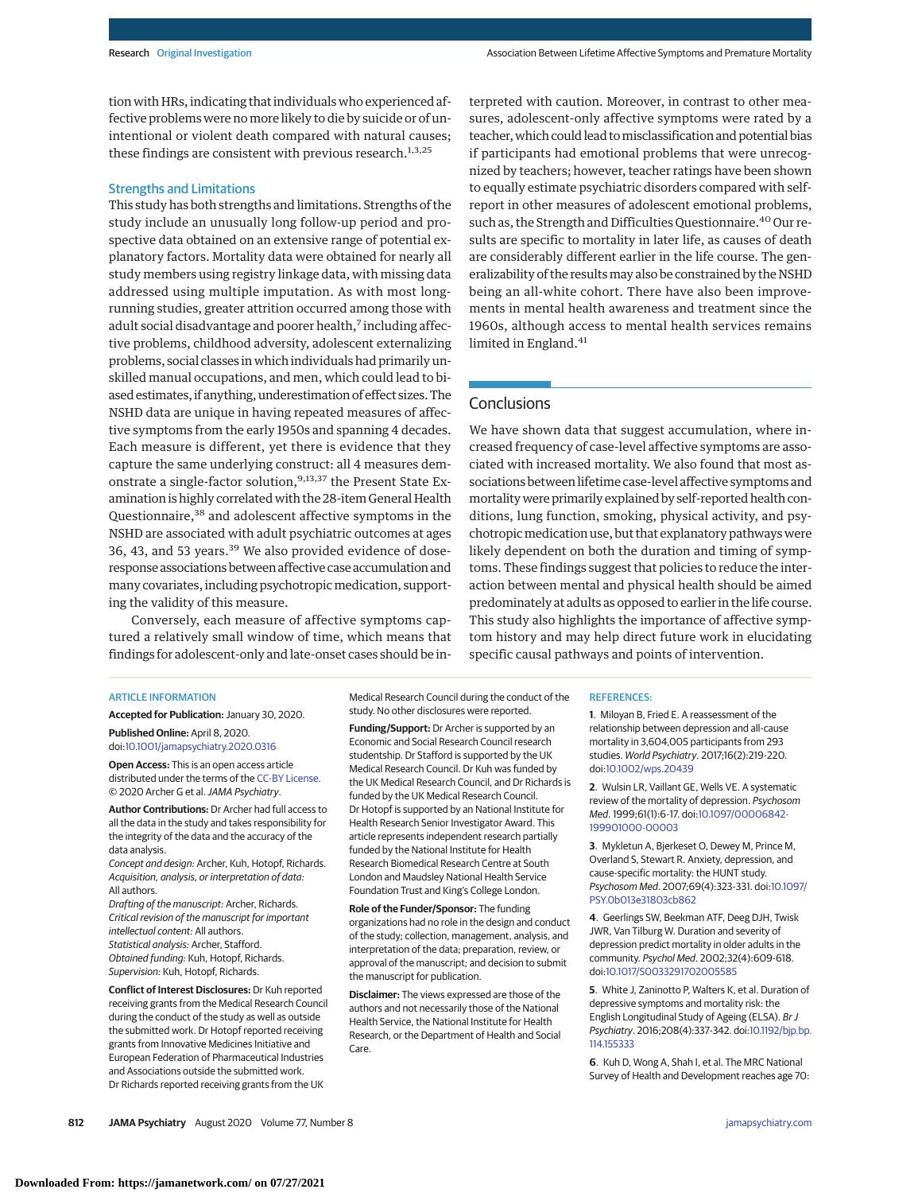tion with HRs, indicating that individuals who experienced affective problems were no more likely to die by suicide or of unintentional or violent death compared with natural causes; these findings are consistent with previous research.[1,3,25]

### Strengths and Limitations

This study has both strengths and limitations. Strengths of the study include an unusually long follow-up period and prospective data obtained on an extensive range of potential explanatory factors. Mortality data were obtained for nearly all study members using registry linkage data, with missing data addressed using multiple imputation. As with most long-running studies, greater attrition occurred among those with adult social disadvantage and poorer health,[7] including affective problems, childhood adversity, adolescent externalizing problems, social classes in which individuals had primarily unskilled manual occupations, and men, which could lead to biased estimates, if anything, underestimation of effect sizes. The NSHD data are unique in having repeated measures of affective symptoms from the early 1950s and spanning 4 decades. Each measure is different, yet there is evidence that they capture the same underlying construct: all 4 measures demonstrate a single-factor solution,[9,13,37] the Present State Examination is highly correlated with the 28-item General Health Questionnaire,[38] and adolescent affective symptoms in the NSHD are associated with adult psychiatric outcomes at ages 36, 43, and 53 years.[39] We also provided evidence of dose-response associations between affective case accumulation and many covariates, including psychotropic medication, supporting the validity of this measure.

Conversely, each measure of affective symptoms captured a relatively small window of time, which means that findings for adolescent-only and late-onset cases should be interpreted with caution. Moreover, in contrast to other measures, adolescent-only affective symptoms were rated by a teacher, which could lead to misclassification and potential bias if participants had emotional problems that were unrecognized by teachers; however, teacher ratings have been shown to equally estimate psychiatric disorders compared with self-report in other measures of adolescent emotional problems, such as, the Strength and Difficulties Questionnaire.[40] Our results are specific to mortality in later life, as causes of death are considerably different earlier in the life course. The generalizability of the results may also be constrained by the NSHD being an all-white cohort. There have also been improvements in mental health awareness and treatment since the 1960s, although access to mental health services remains limited in England.[41]

## Conclusions

We have shown data that suggest accumulation, where increased frequency of case-level affective symptoms are associated with increased mortality. We also found that most associations between lifetime case-level affective symptoms and mortality were primarily explained by self-reported health conditions, lung function, smoking, physical activity, and psychotropic medication use, but that explanatory pathways were likely dependent on both the duration and timing of symptoms. These findings suggest that policies to reduce the interaction between mental and physical health should be aimed predominately at adults as opposed to earlier in the life course. This study also highlights the importance of affective symptom history and may help direct future work in elucidating specific causal pathways and points of intervention.

ARTICLE INFORMATION

**Accepted for Publication:** January 30, 2020.

**Published Online:** April 8, 2020. doi:10.1001/jamapsychiatry.2020.0316

**Open Access:** This is an open access article distributed under the terms of the CC-BY License. © 2020 Archer G et al. *JAMA Psychiatry*.

**Author Contributions:** Dr Archer had full access to all the data in the study and takes responsibility for the integrity of the data and the accuracy of the data analysis.
*Concept and design:* Archer, Kuh, Hotopf, Richards.
*Acquisition, analysis, or interpretation of data:* All authors.
*Drafting of the manuscript:* Archer, Richards.
*Critical revision of the manuscript for important intellectual content:* All authors.
*Statistical analysis:* Archer, Stafford.
*Obtained funding:* Kuh, Hotopf, Richards.
*Supervision:* Kuh, Hotopf, Richards.

**Conflict of Interest Disclosures:** Dr Kuh reported receiving grants from the Medical Research Council during the conduct of the study as well as outside the submitted work. Dr Hotopf reported receiving grants from Innovative Medicines Initiative and European Federation of Pharmaceutical Industries and Associations outside the submitted work. Dr Richards reported receiving grants from the UK Medical Research Council during the conduct of the study. No other disclosures were reported.

**Funding/Support:** Dr Archer is supported by an Economic and Social Research Council research studentship. Dr Stafford is supported by the UK Medical Research Council. Dr Kuh was funded by the UK Medical Research Council, and Dr Richards is funded by the UK Medical Research Council. Dr Hotopf is supported by an National Institute for Health Research Senior Investigator Award. This article represents independent research partially funded by the National Institute for Health Research Biomedical Research Centre at South London and Maudsley National Health Service Foundation Trust and King's College London.

**Role of the Funder/Sponsor:** The funding organizations had no role in the design and conduct of the study; collection, management, analysis, and interpretation of the data; preparation, review, or approval of the manuscript; and decision to submit the manuscript for publication.

**Disclaimer:** The views expressed are those of the authors and not necessarily those of the National Health Service, the National Institute for Health Research, or the Department of Health and Social Care.

REFERENCES:

1. Miloyan B, Fried E. A reassessment of the relationship between depression and all-cause mortality in 3,604,005 participants from 293 studies. *World Psychiatry*. 2017;16(2):219-220. doi:10.1002/wps.20439
2. Wulsin LR, Vaillant GE, Wells VE. A systematic review of the mortality of depression. *Psychosom Med*. 1999;61(1):6-17. doi:10.1097/00006842-199901000-00003
3. Mykletun A, Bjerkeset O, Dewey M, Prince M, Overland S, Stewart R. Anxiety, depression, and cause-specific mortality: the HUNT study. *Psychosom Med*. 2007;69(4):323-331. doi:10.1097/PSY.0b013e31803cb862
4. Geerlings SW, Beekman ATF, Deeg DJH, Twisk JWR, Van Tilburg W. Duration and severity of depression predict mortality in older adults in the community. *Psychol Med*. 2002;32(4):609-618. doi:10.1017/S0033291702005585
5. White J, Zaninotto P, Walters K, et al. Duration of depressive symptoms and mortality risk: the English Longitudinal Study of Ageing (ELSA). *Br J Psychiatry*. 2016;208(4):337-342. doi:10.1192/bjp.bp.114.155333
6. Kuh D, Wong A, Shah I, et al. The MRC National Survey of Health and Development reaches age 70: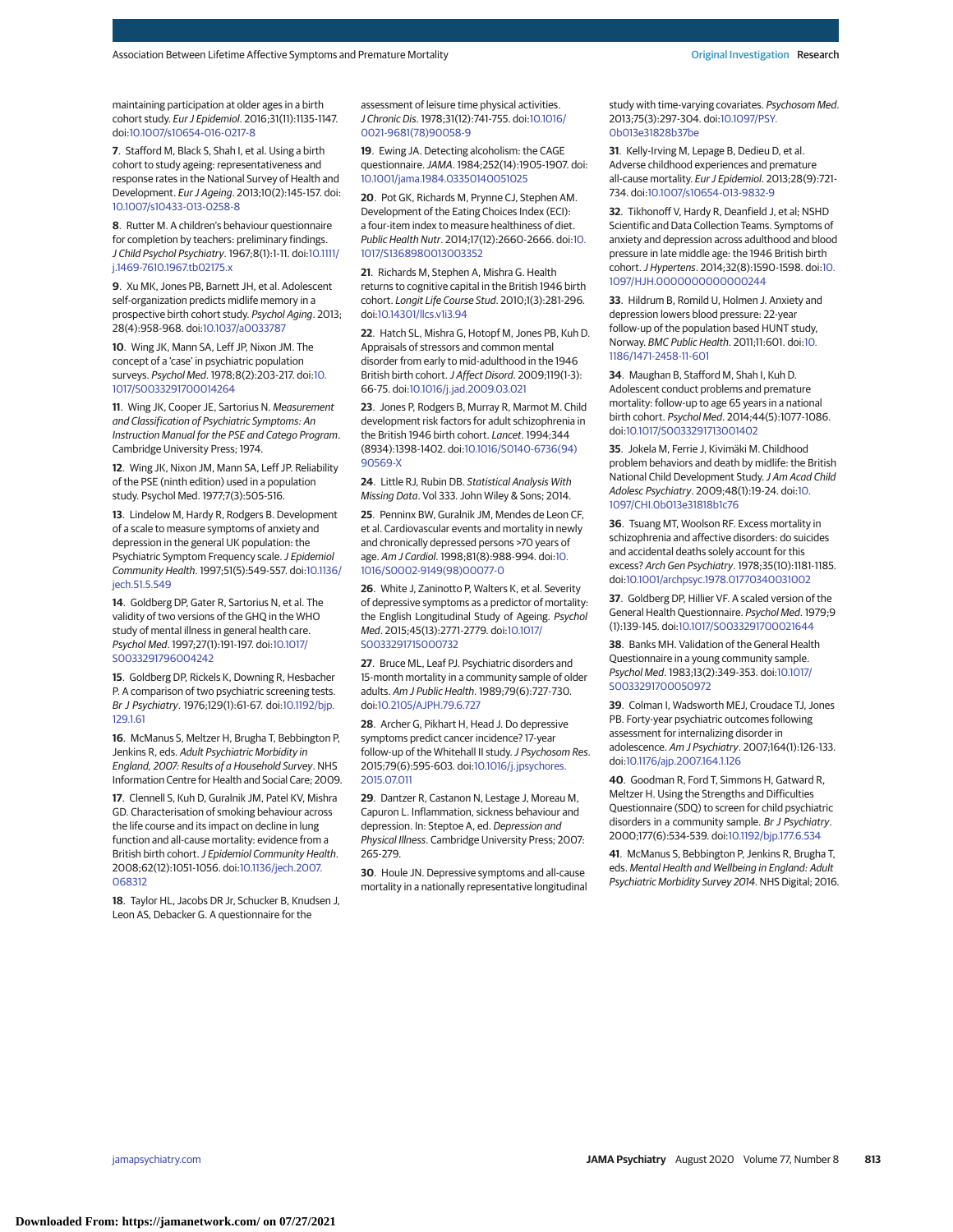maintaining participation at older ages in a birth cohort study. *Eur J Epidemiol*. 2016;31(11):1135-1147. doi:10.1007/s10654-016-0217-8

7. Stafford M, Black S, Shah I, et al. Using a birth cohort to study ageing: representativeness and response rates in the National Survey of Health and Development. *Eur J Ageing*. 2013;10(2):145-157. doi:10.1007/s10433-013-0258-8

8. Rutter M. A children's behaviour questionnaire for completion by teachers: preliminary findings. *J Child Psychol Psychiatry*. 1967;8(1):1-11. doi:10.1111/j.1469-7610.1967.tb02175.x

9. Xu MK, Jones PB, Barnett JH, et al. Adolescent self-organization predicts midlife memory in a prospective birth cohort study. *Psychol Aging*. 2013;28(4):958-968. doi:10.1037/a0033787

10. Wing JK, Mann SA, Leff JP, Nixon JM. The concept of a 'case' in psychiatric population surveys. *Psychol Med*. 1978;8(2):203-217. doi:10.1017/S0033291700014264

11. Wing JK, Cooper JE, Sartorius N. *Measurement and Classification of Psychiatric Symptoms: An Instruction Manual for the PSE and Catego Program*. Cambridge University Press; 1974.

12. Wing JK, Nixon JM, Mann SA, Leff JP. Reliability of the PSE (ninth edition) used in a population study. Psychol Med. 1977;7(3):505-516.

13. Lindelow M, Hardy R, Rodgers B. Development of a scale to measure symptoms of anxiety and depression in the general UK population: the Psychiatric Symptom Frequency scale. *J Epidemiol Community Health*. 1997;51(5):549-557. doi:10.1136/jech.51.5.549

14. Goldberg DP, Gater R, Sartorius N, et al. The validity of two versions of the GHQ in the WHO study of mental illness in general health care. *Psychol Med*. 1997;27(1):191-197. doi:10.1017/S0033291796004242

15. Goldberg DP, Rickels K, Downing R, Hesbacher P. A comparison of two psychiatric screening tests. *Br J Psychiatry*. 1976;129(1):61-67. doi:10.1192/bjp.129.1.61

16. McManus S, Meltzer H, Brugha T, Bebbington P, Jenkins R, eds. *Adult Psychiatric Morbidity in England, 2007: Results of a Household Survey*. NHS Information Centre for Health and Social Care; 2009.

17. Clennell S, Kuh D, Guralnik JM, Patel KV, Mishra GD. Characterisation of smoking behaviour across the life course and its impact on decline in lung function and all-cause mortality: evidence from a British birth cohort. *J Epidemiol Community Health*. 2008;62(12):1051-1056. doi:10.1136/jech.2007.068312

18. Taylor HL, Jacobs DR Jr, Schucker B, Knudsen J, Leon AS, Debacker G. A questionnaire for the assessment of leisure time physical activities. *J Chronic Dis*. 1978;31(12):741-755. doi:10.1016/0021-9681(78)90058-9

19. Ewing JA. Detecting alcoholism: the CAGE questionnaire. *JAMA*. 1984;252(14):1905-1907. doi:10.1001/jama.1984.03350140051025

20. Pot GK, Richards M, Prynne CJ, Stephen AM. Development of the Eating Choices Index (ECI): a four-item index to measure healthiness of diet. *Public Health Nutr*. 2014;17(12):2660-2666. doi:10.1017/S1368980013003352

21. Richards M, Stephen A, Mishra G. Health returns to cognitive capital in the British 1946 birth cohort. *Longit Life Course Stud*. 2010;1(3):281-296. doi:10.14301/llcs.v1i3.94

22. Hatch SL, Mishra G, Hotopf M, Jones PB, Kuh D. Appraisals of stressors and common mental disorder from early to mid-adulthood in the 1946 British birth cohort. *J Affect Disord*. 2009;119(1-3):66-75. doi:10.1016/j.jad.2009.03.021

23. Jones P, Rodgers B, Murray R, Marmot M. Child development risk factors for adult schizophrenia in the British 1946 birth cohort. *Lancet*. 1994;344(8934):1398-1402. doi:10.1016/S0140-6736(94)90569-X

24. Little RJ, Rubin DB. *Statistical Analysis With Missing Data*. Vol 333. John Wiley & Sons; 2014.

25. Penninx BW, Guralnik JM, Mendes de Leon CF, et al. Cardiovascular events and mortality in newly and chronically depressed persons >70 years of age. *Am J Cardiol*. 1998;81(8):988-994. doi:10.1016/S0002-9149(98)00077-0

26. White J, Zaninotto P, Walters K, et al. Severity of depressive symptoms as a predictor of mortality: the English Longitudinal Study of Ageing. *Psychol Med*. 2015;45(13):2771-2779. doi:10.1017/S0033291715000732

27. Bruce ML, Leaf PJ. Psychiatric disorders and 15-month mortality in a community sample of older adults. *Am J Public Health*. 1989;79(6):727-730. doi:10.2105/AJPH.79.6.727

28. Archer G, Pikhart H, Head J. Do depressive symptoms predict cancer incidence? 17-year follow-up of the Whitehall II study. *J Psychosom Res*. 2015;79(6):595-603. doi:10.1016/j.jpsychores.2015.07.011

29. Dantzer R, Castanon N, Lestage J, Moreau M, Capuron L. Inflammation, sickness behaviour and depression. In: Steptoe A, ed. *Depression and Physical Illness*. Cambridge University Press; 2007:265-279.

30. Houle JN. Depressive symptoms and all-cause mortality in a nationally representative longitudinal study with time-varying covariates. *Psychosom Med*. 2013;75(3):297-304. doi:10.1097/PSY.0b013e31828b37be

31. Kelly-Irving M, Lepage B, Dedieu D, et al. Adverse childhood experiences and premature all-cause mortality. *Eur J Epidemiol*. 2013;28(9):721-734. doi:10.1007/s10654-013-9832-9

32. Tikhonoff V, Hardy R, Deanfield J, et al; NSHD Scientific and Data Collection Teams. Symptoms of anxiety and depression across adulthood and blood pressure in late middle age: the 1946 British birth cohort. *J Hypertens*. 2014;32(8):1590-1598. doi:10.1097/HJH.0000000000000244

33. Hildrum B, Romild U, Holmen J. Anxiety and depression lowers blood pressure: 22-year follow-up of the population based HUNT study, Norway. *BMC Public Health*. 2011;11:601. doi:10.1186/1471-2458-11-601

34. Maughan B, Stafford M, Shah I, Kuh D. Adolescent conduct problems and premature mortality: follow-up to age 65 years in a national birth cohort. *Psychol Med*. 2014;44(5):1077-1086. doi:10.1017/S0033291713001402

35. Jokela M, Ferrie J, Kivimäki M. Childhood problem behaviors and death by midlife: the British National Child Development Study. *J Am Acad Child Adolesc Psychiatry*. 2009;48(1):19-24. doi:10.1097/CHI.0b013e31818b1c76

36. Tsuang MT, Woolson RF. Excess mortality in schizophrenia and affective disorders: do suicides and accidental deaths solely account for this excess? *Arch Gen Psychiatry*. 1978;35(10):1181-1185. doi:10.1001/archpsyc.1978.01770340031002

37. Goldberg DP, Hillier VF. A scaled version of the General Health Questionnaire. *Psychol Med*. 1979;9(1):139-145. doi:10.1017/S0033291700021644

38. Banks MH. Validation of the General Health Questionnaire in a young community sample. *Psychol Med*. 1983;13(2):349-353. doi:10.1017/S0033291700050972

39. Colman I, Wadsworth MEJ, Croudace TJ, Jones PB. Forty-year psychiatric outcomes following assessment for internalizing disorder in adolescence. *Am J Psychiatry*. 2007;164(1):126-133. doi:10.1176/ajp.2007.164.1.126

40. Goodman R, Ford T, Simmons H, Gatward R, Meltzer H. Using the Strengths and Difficulties Questionnaire (SDQ) to screen for child psychiatric disorders in a community sample. *Br J Psychiatry*. 2000;177(6):534-539. doi:10.1192/bjp.177.6.534

41. McManus S, Bebbington P, Jenkins R, Brugha T, eds. *Mental Health and Wellbeing in England: Adult Psychiatric Morbidity Survey 2014*. NHS Digital; 2016.